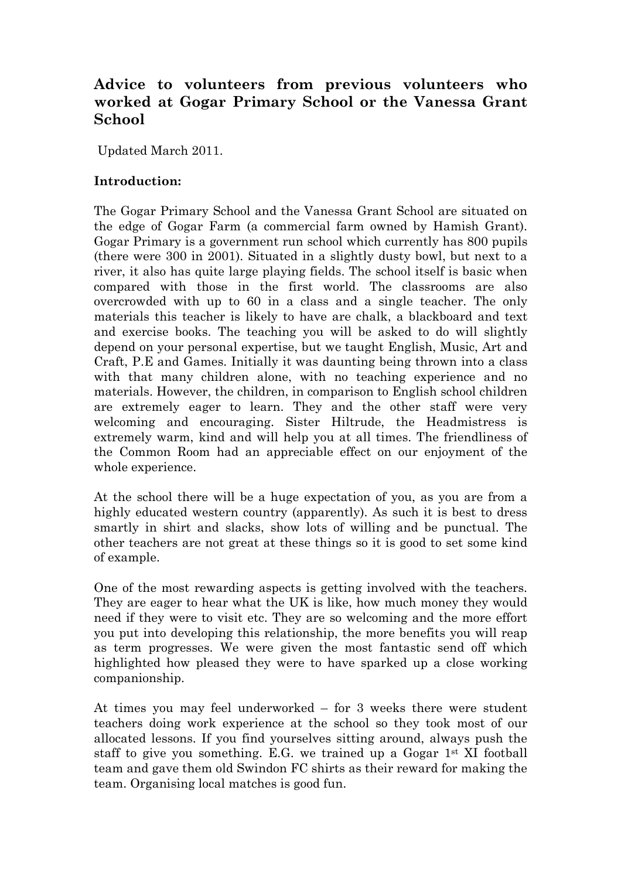# Advice to volunteers from previous volunteers who worked at Gogar Primary School or the Vanessa Grant School

Updated March 2011.

**Introduction:**

The Gogar Primary School and the Vanessa Grant School are situated on the edge of Gogar Farm (a commercial farm owned by Hamish Grant). Gogar Primary is a government run school which currently has 800 pupils (there were 300 in 2001). Situated in a slightly dusty bowl, but next to a river, it also has quite large playing fields. The school itself is basic when compared with those in the first world. The classrooms are also overcrowded with up to 60 in a class and a single teacher. The only materials this teacher is likely to have are chalk, a blackboard and text and exercise books. The teaching you will be asked to do will slightly depend on your personal expertise, but we taught English, Music, Art and Craft, P.E and Games. Initially it was daunting being thrown into a class with that many children alone, with no teaching experience and no materials. However, the children, in comparison to English school children are extremely eager to learn. They and the other staff were very welcoming and encouraging. Sister Hiltrude, the Headmistress is extremely warm, kind and will help you at all times. The friendliness of the Common Room had an appreciable effect on our enjoyment of the whole experience.

At the school there will be a huge expectation of you, as you are from a highly educated western country (apparently). As such it is best to dress smartly in shirt and slacks, show lots of willing and be punctual. The other teachers are not great at these things so it is good to set some kind of example.

One of the most rewarding aspects is getting involved with the teachers. They are eager to hear what the UK is like, how much money they would need if they were to visit etc. They are so welcoming and the more effort you put into developing this relationship, the more benefits you will reap as term progresses. We were given the most fantastic send off which highlighted how pleased they were to have sparked up a close working companionship.

At times you may feel underworked – for 3 weeks there were student teachers doing work experience at the school so they took most of our allocated lessons. If you find yourselves sitting around, always push the staff to give you something. E.G. we trained up a Gogar 1st XI football team and gave them old Swindon FC shirts as their reward for making the team. Organising local matches is good fun.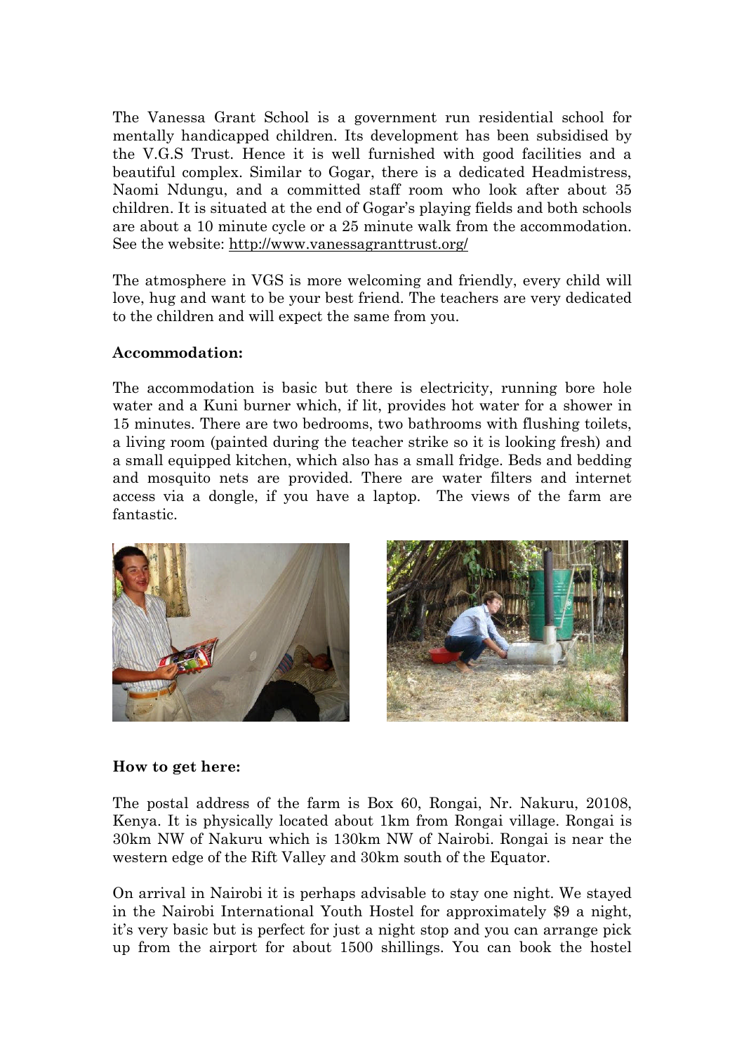The Vanessa Grant School is a government run residential school for mentally handicapped children. Its development has been subsidised by the V.G.S Trust. Hence it is well furnished with good facilities and a beautiful complex. Similar to Gogar, there is a dedicated Headmistress, Naomi Ndungu, and a committed staff room who look after about 35 children. It is situated at the end of Gogar's playing fields and both schools are about a 10 minute cycle or a 25 minute walk from the accommodation. See the website: http://www.vanessagranttrust.org/

The atmosphere in VGS is more welcoming and friendly, every child will love, hug and want to be your best friend. The teachers are very dedicated to the children and will expect the same from you.

**Accommodation:**

The accommodation is basic but there is electricity, running bore hole water and a Kuni burner which, if lit, provides hot water for a shower in 15 minutes. There are two bedrooms, two bathrooms with flushing toilets, a living room (painted during the teacher strike so it is looking fresh) and a small equipped kitchen, which also has a small fridge. Beds and bedding and mosquito nets are provided. There are water filters and internet access via a dongle, if you have a laptop. The views of the farm are fantastic.

**How to get here:**

The postal address of the farm is Box 60, Rongai, Nr. Nakuru, 20108, Kenya. It is physically located about 1km from Rongai village. Rongai is 30km NW of Nakuru which is 130km NW of Nairobi. Rongai is near the western edge of the Rift Valley and 30km south of the Equator.

On arrival in Nairobi it is perhaps advisable to stay one night. We stayed in the Nairobi International Youth Hostel for approximately $9 a night, it's very basic but is perfect for just a night stop and you can arrange pick up from the airport for about 1500 shillings. You can book the hostel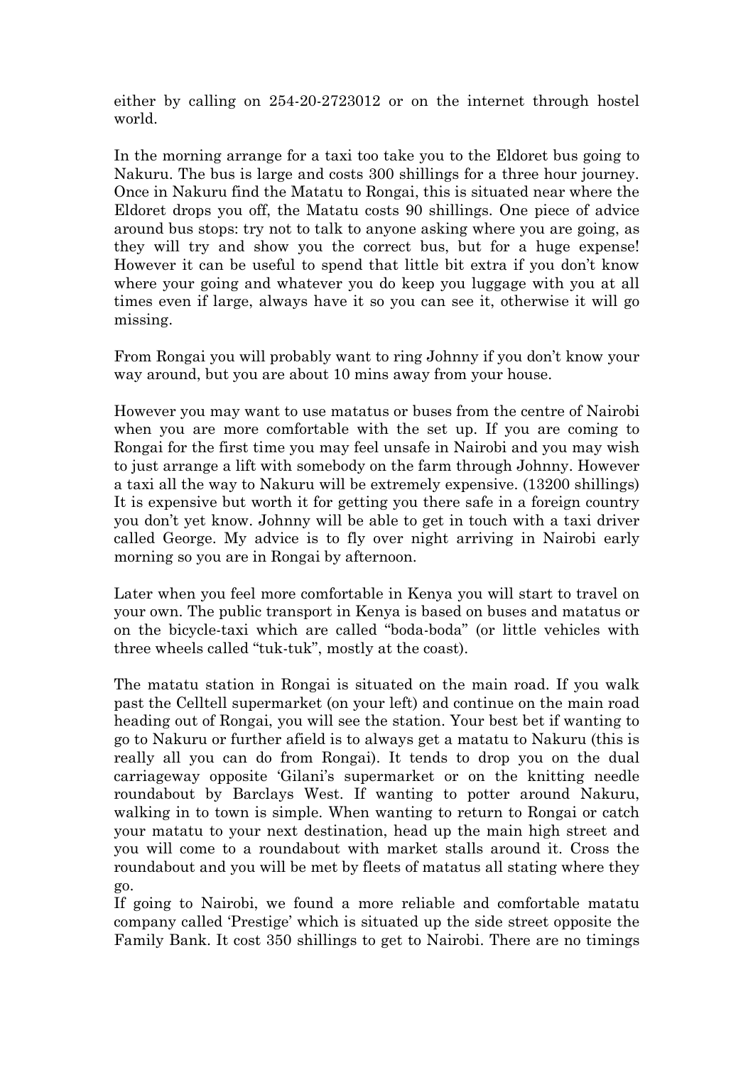either by calling on 254-20-2723012 or on the internet through hostel world.

In the morning arrange for a taxi too take you to the Eldoret bus going to Nakuru. The bus is large and costs 300 shillings for a three hour journey. Once in Nakuru find the Matatu to Rongai, this is situated near where the Eldoret drops you off, the Matatu costs 90 shillings. One piece of advice around bus stops: try not to talk to anyone asking where you are going, as they will try and show you the correct bus, but for a huge expense! However it can be useful to spend that little bit extra if you don't know where your going and whatever you do keep you luggage with you at all times even if large, always have it so you can see it, otherwise it will go missing.

From Rongai you will probably want to ring Johnny if you don't know your way around, but you are about 10 mins away from your house.

However you may want to use matatus or buses from the centre of Nairobi when you are more comfortable with the set up. If you are coming to Rongai for the first time you may feel unsafe in Nairobi and you may wish to just arrange a lift with somebody on the farm through Johnny. However a taxi all the way to Nakuru will be extremely expensive. (13200 shillings) It is expensive but worth it for getting you there safe in a foreign country you don't yet know. Johnny will be able to get in touch with a taxi driver called George. My advice is to fly over night arriving in Nairobi early morning so you are in Rongai by afternoon.

Later when you feel more comfortable in Kenya you will start to travel on your own. The public transport in Kenya is based on buses and matatus or on the bicycle-taxi which are called "boda-boda" (or little vehicles with three wheels called "tuk-tuk", mostly at the coast).

The matatu station in Rongai is situated on the main road. If you walk past the Celltell supermarket (on your left) and continue on the main road heading out of Rongai, you will see the station. Your best bet if wanting to go to Nakuru or further afield is to always get a matatu to Nakuru (this is really all you can do from Rongai). It tends to drop you on the dual carriageway opposite 'Gilani's supermarket or on the knitting needle roundabout by Barclays West. If wanting to potter around Nakuru, walking in to town is simple. When wanting to return to Rongai or catch your matatu to your next destination, head up the main high street and you will come to a roundabout with market stalls around it. Cross the roundabout and you will be met by fleets of matatus all stating where they go.

If going to Nairobi, we found a more reliable and comfortable matatu company called 'Prestige' which is situated up the side street opposite the Family Bank. It cost 350 shillings to get to Nairobi. There are no timings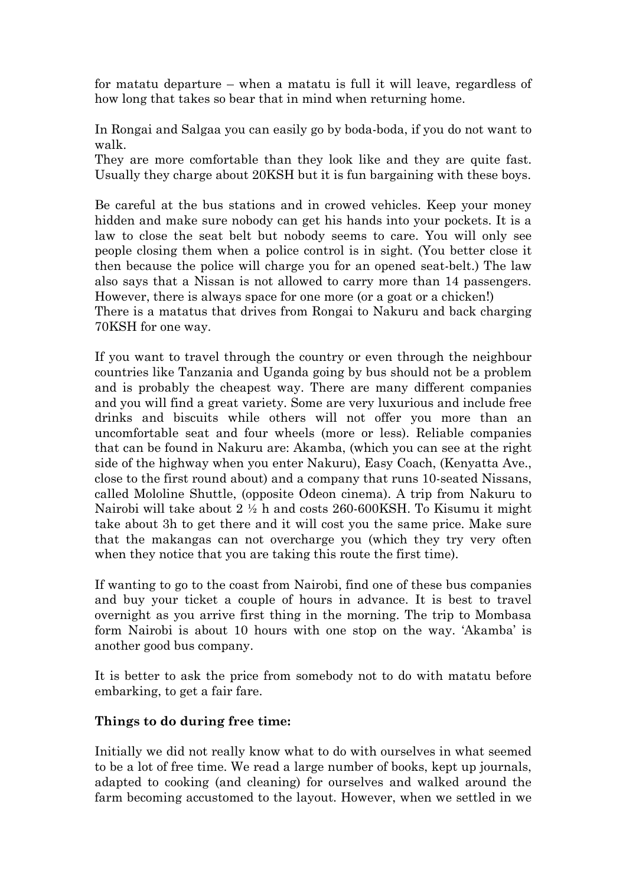for matatu departure – when a matatu is full it will leave, regardless of how long that takes so bear that in mind when returning home.

In Rongai and Salgaa you can easily go by boda-boda, if you do not want to walk.
They are more comfortable than they look like and they are quite fast. Usually they charge about 20KSH but it is fun bargaining with these boys.

Be careful at the bus stations and in crowed vehicles. Keep your money hidden and make sure nobody can get his hands into your pockets. It is a law to close the seat belt but nobody seems to care. You will only see people closing them when a police control is in sight. (You better close it then because the police will charge you for an opened seat-belt.) The law also says that a Nissan is not allowed to carry more than 14 passengers. However, there is always space for one more (or a goat or a chicken!)
There is a matatus that drives from Rongai to Nakuru and back charging 70KSH for one way.

If you want to travel through the country or even through the neighbour countries like Tanzania and Uganda going by bus should not be a problem and is probably the cheapest way. There are many different companies and you will find a great variety. Some are very luxurious and include free drinks and biscuits while others will not offer you more than an uncomfortable seat and four wheels (more or less). Reliable companies that can be found in Nakuru are: Akamba, (which you can see at the right side of the highway when you enter Nakuru), Easy Coach, (Kenyatta Ave., close to the first round about) and a company that runs 10-seated Nissans, called Mololine Shuttle, (opposite Odeon cinema). A trip from Nakuru to Nairobi will take about 2 ½ h and costs 260-600KSH. To Kisumu it might take about 3h to get there and it will cost you the same price. Make sure that the makangas can not overcharge you (which they try very often when they notice that you are taking this route the first time).

If wanting to go to the coast from Nairobi, find one of these bus companies and buy your ticket a couple of hours in advance. It is best to travel overnight as you arrive first thing in the morning. The trip to Mombasa form Nairobi is about 10 hours with one stop on the way. 'Akamba' is another good bus company.

It is better to ask the price from somebody not to do with matatu before embarking, to get a fair fare.

**Things to do during free time:**

Initially we did not really know what to do with ourselves in what seemed to be a lot of free time. We read a large number of books, kept up journals, adapted to cooking (and cleaning) for ourselves and walked around the farm becoming accustomed to the layout. However, when we settled in we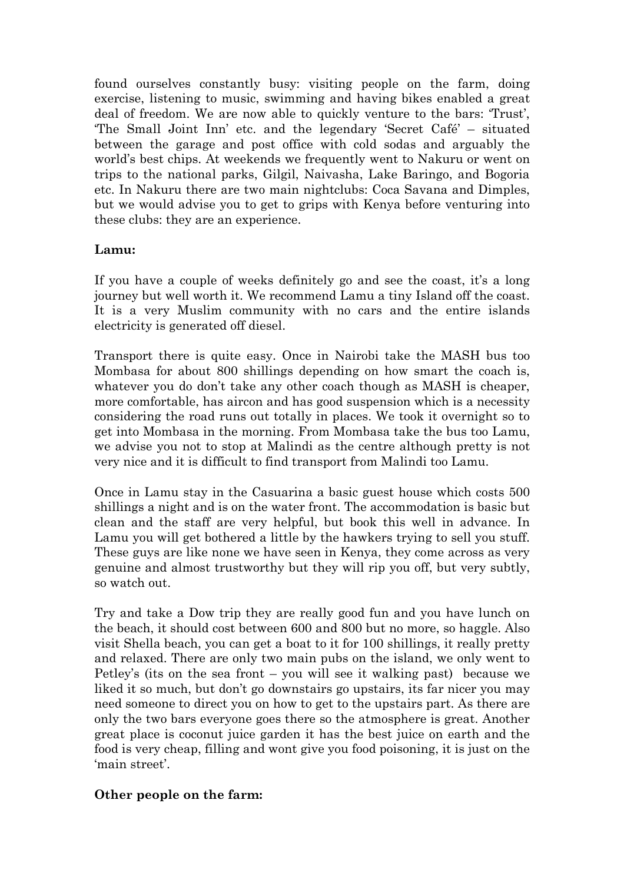found ourselves constantly busy: visiting people on the farm, doing exercise, listening to music, swimming and having bikes enabled a great deal of freedom. We are now able to quickly venture to the bars: 'Trust', 'The Small Joint Inn' etc. and the legendary 'Secret Café' – situated between the garage and post office with cold sodas and arguably the world's best chips. At weekends we frequently went to Nakuru or went on trips to the national parks, Gilgil, Naivasha, Lake Baringo, and Bogoria etc. In Nakuru there are two main nightclubs: Coca Savana and Dimples, but we would advise you to get to grips with Kenya before venturing into these clubs: they are an experience.

**Lamu:**

If you have a couple of weeks definitely go and see the coast, it's a long journey but well worth it. We recommend Lamu a tiny Island off the coast. It is a very Muslim community with no cars and the entire islands electricity is generated off diesel.

Transport there is quite easy. Once in Nairobi take the MASH bus too Mombasa for about 800 shillings depending on how smart the coach is, whatever you do don't take any other coach though as MASH is cheaper, more comfortable, has aircon and has good suspension which is a necessity considering the road runs out totally in places. We took it overnight so to get into Mombasa in the morning. From Mombasa take the bus too Lamu, we advise you not to stop at Malindi as the centre although pretty is not very nice and it is difficult to find transport from Malindi too Lamu.

Once in Lamu stay in the Casuarina a basic guest house which costs 500 shillings a night and is on the water front. The accommodation is basic but clean and the staff are very helpful, but book this well in advance. In Lamu you will get bothered a little by the hawkers trying to sell you stuff. These guys are like none we have seen in Kenya, they come across as very genuine and almost trustworthy but they will rip you off, but very subtly, so watch out.

Try and take a Dow trip they are really good fun and you have lunch on the beach, it should cost between 600 and 800 but no more, so haggle. Also visit Shella beach, you can get a boat to it for 100 shillings, it really pretty and relaxed. There are only two main pubs on the island, we only went to Petley's (its on the sea front – you will see it walking past) because we liked it so much, but don't go downstairs go upstairs, its far nicer you may need someone to direct you on how to get to the upstairs part. As there are only the two bars everyone goes there so the atmosphere is great. Another great place is coconut juice garden it has the best juice on earth and the food is very cheap, filling and wont give you food poisoning, it is just on the 'main street'.

**Other people on the farm:**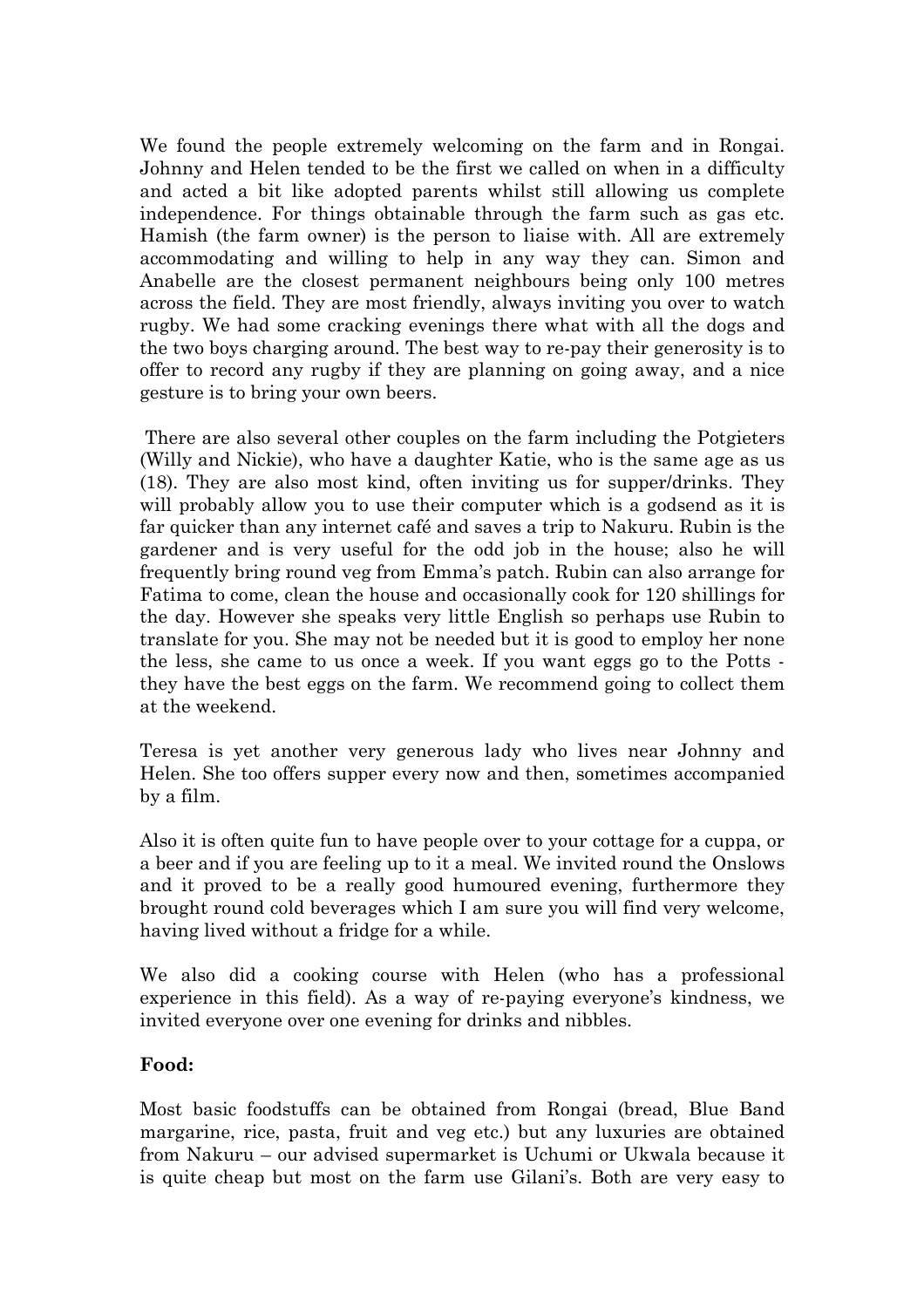We found the people extremely welcoming on the farm and in Rongai. Johnny and Helen tended to be the first we called on when in a difficulty and acted a bit like adopted parents whilst still allowing us complete independence. For things obtainable through the farm such as gas etc. Hamish (the farm owner) is the person to liaise with. All are extremely accommodating and willing to help in any way they can. Simon and Anabelle are the closest permanent neighbours being only 100 metres across the field. They are most friendly, always inviting you over to watch rugby. We had some cracking evenings there what with all the dogs and the two boys charging around. The best way to re-pay their generosity is to offer to record any rugby if they are planning on going away, and a nice gesture is to bring your own beers.

There are also several other couples on the farm including the Potgieters (Willy and Nickie), who have a daughter Katie, who is the same age as us (18). They are also most kind, often inviting us for supper/drinks. They will probably allow you to use their computer which is a godsend as it is far quicker than any internet café and saves a trip to Nakuru. Rubin is the gardener and is very useful for the odd job in the house; also he will frequently bring round veg from Emma's patch. Rubin can also arrange for Fatima to come, clean the house and occasionally cook for 120 shillings for the day. However she speaks very little English so perhaps use Rubin to translate for you. She may not be needed but it is good to employ her none the less, she came to us once a week. If you want eggs go to the Potts - they have the best eggs on the farm. We recommend going to collect them at the weekend.

Teresa is yet another very generous lady who lives near Johnny and Helen. She too offers supper every now and then, sometimes accompanied by a film.

Also it is often quite fun to have people over to your cottage for a cuppa, or a beer and if you are feeling up to it a meal. We invited round the Onslows and it proved to be a really good humoured evening, furthermore they brought round cold beverages which I am sure you will find very welcome, having lived without a fridge for a while.

We also did a cooking course with Helen (who has a professional experience in this field). As a way of re-paying everyone's kindness, we invited everyone over one evening for drinks and nibbles.

**Food:**

Most basic foodstuffs can be obtained from Rongai (bread, Blue Band margarine, rice, pasta, fruit and veg etc.) but any luxuries are obtained from Nakuru – our advised supermarket is Uchumi or Ukwala because it is quite cheap but most on the farm use Gilani's. Both are very easy to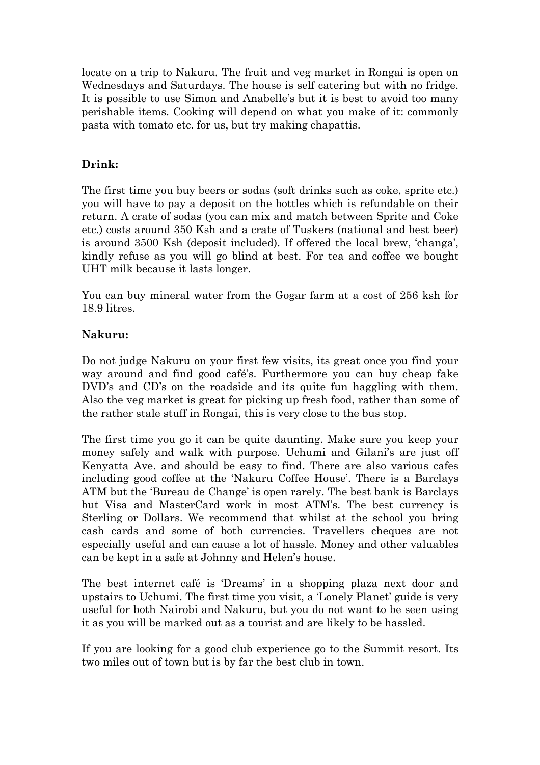locate on a trip to Nakuru. The fruit and veg market in Rongai is open on Wednesdays and Saturdays. The house is self catering but with no fridge. It is possible to use Simon and Anabelle's but it is best to avoid too many perishable items. Cooking will depend on what you make of it: commonly pasta with tomato etc. for us, but try making chapattis.

**Drink:**

The first time you buy beers or sodas (soft drinks such as coke, sprite etc.) you will have to pay a deposit on the bottles which is refundable on their return. A crate of sodas (you can mix and match between Sprite and Coke etc.) costs around 350 Ksh and a crate of Tuskers (national and best beer) is around 3500 Ksh (deposit included). If offered the local brew, 'changa', kindly refuse as you will go blind at best. For tea and coffee we bought UHT milk because it lasts longer.

You can buy mineral water from the Gogar farm at a cost of 256 ksh for 18.9 litres.

**Nakuru:**

Do not judge Nakuru on your first few visits, its great once you find your way around and find good café's. Furthermore you can buy cheap fake DVD's and CD's on the roadside and its quite fun haggling with them. Also the veg market is great for picking up fresh food, rather than some of the rather stale stuff in Rongai, this is very close to the bus stop.

The first time you go it can be quite daunting. Make sure you keep your money safely and walk with purpose. Uchumi and Gilani's are just off Kenyatta Ave. and should be easy to find. There are also various cafes including good coffee at the 'Nakuru Coffee House'. There is a Barclays ATM but the 'Bureau de Change' is open rarely. The best bank is Barclays but Visa and MasterCard work in most ATM's. The best currency is Sterling or Dollars. We recommend that whilst at the school you bring cash cards and some of both currencies. Travellers cheques are not especially useful and can cause a lot of hassle. Money and other valuables can be kept in a safe at Johnny and Helen's house.

The best internet café is 'Dreams' in a shopping plaza next door and upstairs to Uchumi. The first time you visit, a 'Lonely Planet' guide is very useful for both Nairobi and Nakuru, but you do not want to be seen using it as you will be marked out as a tourist and are likely to be hassled.

If you are looking for a good club experience go to the Summit resort. Its two miles out of town but is by far the best club in town.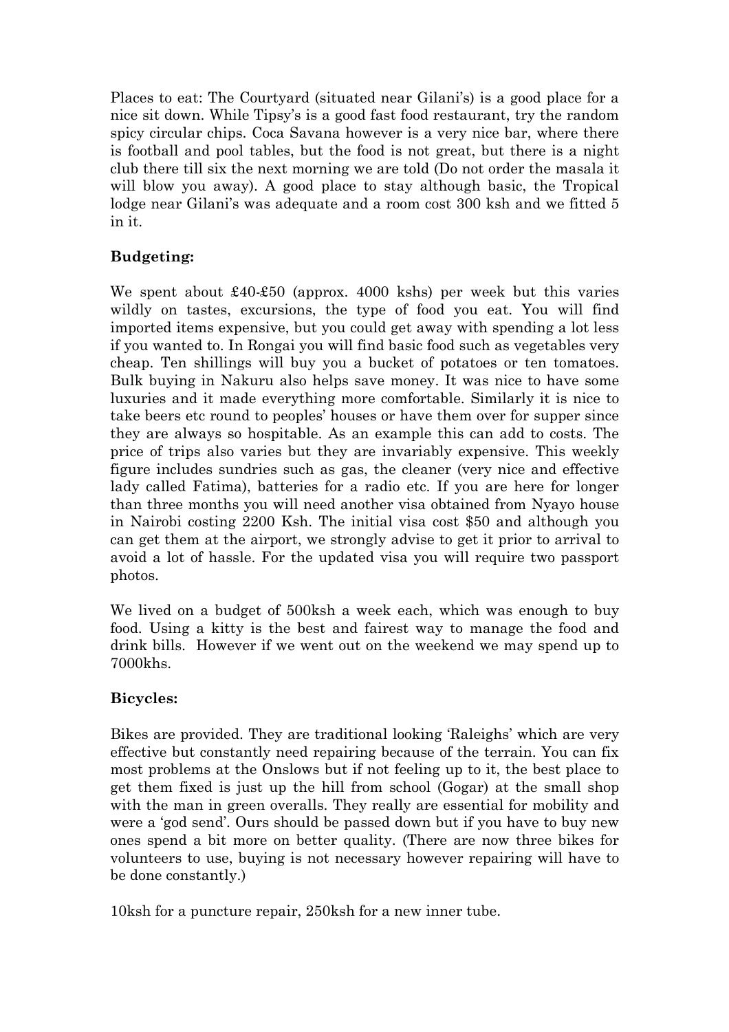Places to eat: The Courtyard (situated near Gilani's) is a good place for a nice sit down. While Tipsy's is a good fast food restaurant, try the random spicy circular chips. Coca Savana however is a very nice bar, where there is football and pool tables, but the food is not great, but there is a night club there till six the next morning we are told (Do not order the masala it will blow you away). A good place to stay although basic, the Tropical lodge near Gilani's was adequate and a room cost 300 ksh and we fitted 5 in it.

## Budgeting:

We spent about £40-£50 (approx. 4000 kshs) per week but this varies wildly on tastes, excursions, the type of food you eat. You will find imported items expensive, but you could get away with spending a lot less if you wanted to. In Rongai you will find basic food such as vegetables very cheap. Ten shillings will buy you a bucket of potatoes or ten tomatoes. Bulk buying in Nakuru also helps save money. It was nice to have some luxuries and it made everything more comfortable. Similarly it is nice to take beers etc round to peoples' houses or have them over for supper since they are always so hospitable. As an example this can add to costs. The price of trips also varies but they are invariably expensive. This weekly figure includes sundries such as gas, the cleaner (very nice and effective lady called Fatima), batteries for a radio etc. If you are here for longer than three months you will need another visa obtained from Nyayo house in Nairobi costing 2200 Ksh. The initial visa cost $50 and although you can get them at the airport, we strongly advise to get it prior to arrival to avoid a lot of hassle. For the updated visa you will require two passport photos.

We lived on a budget of 500ksh a week each, which was enough to buy food. Using a kitty is the best and fairest way to manage the food and drink bills. However if we went out on the weekend we may spend up to 7000khs.

## Bicycles:

Bikes are provided. They are traditional looking 'Raleighs' which are very effective but constantly need repairing because of the terrain. You can fix most problems at the Onslows but if not feeling up to it, the best place to get them fixed is just up the hill from school (Gogar) at the small shop with the man in green overalls. They really are essential for mobility and were a 'god send'. Ours should be passed down but if you have to buy new ones spend a bit more on better quality. (There are now three bikes for volunteers to use, buying is not necessary however repairing will have to be done constantly.)

10ksh for a puncture repair, 250ksh for a new inner tube.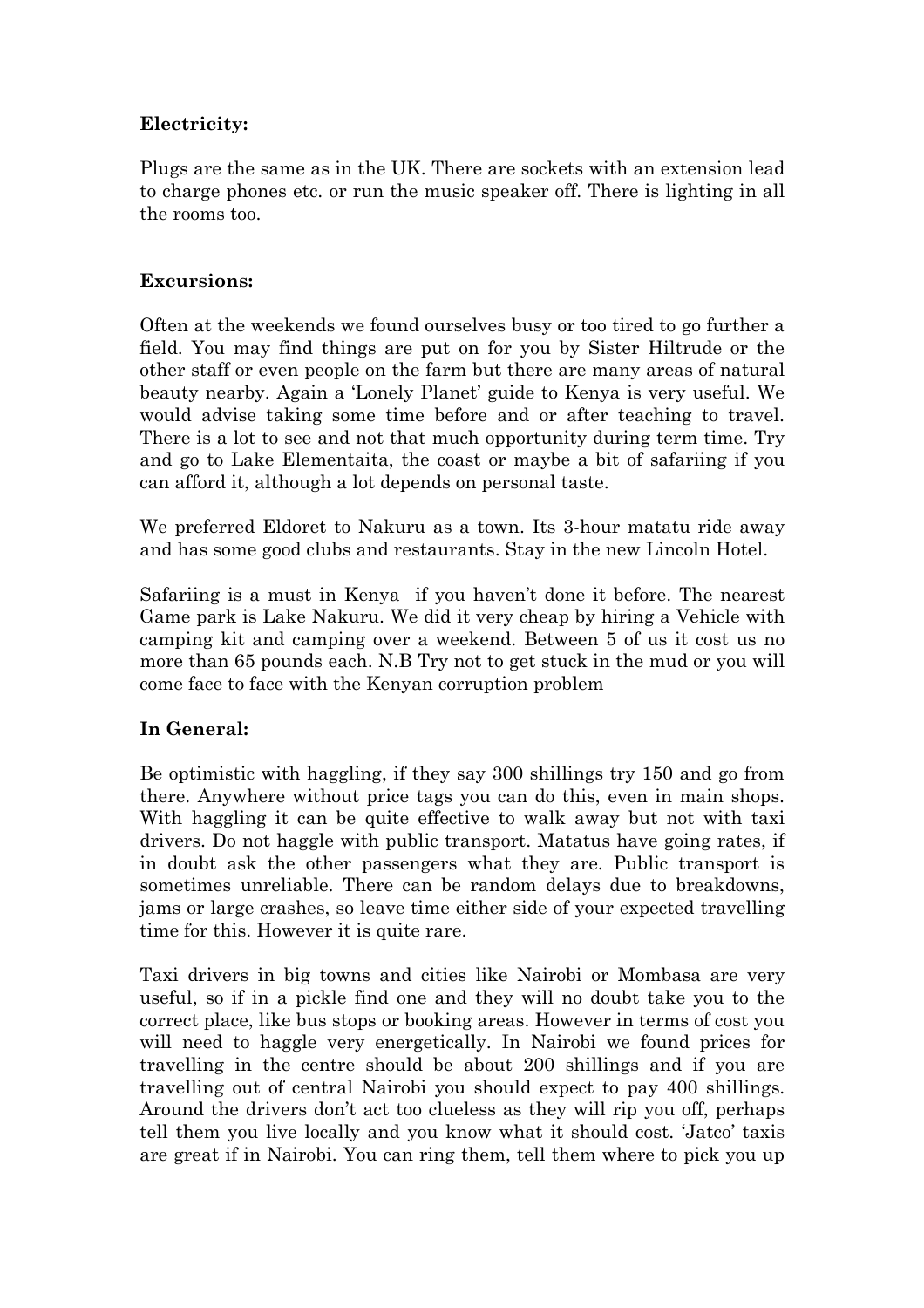**Electricity:**

Plugs are the same as in the UK. There are sockets with an extension lead to charge phones etc. or run the music speaker off. There is lighting in all the rooms too.

**Excursions:**

Often at the weekends we found ourselves busy or too tired to go further a field. You may find things are put on for you by Sister Hiltrude or the other staff or even people on the farm but there are many areas of natural beauty nearby. Again a 'Lonely Planet' guide to Kenya is very useful. We would advise taking some time before and or after teaching to travel. There is a lot to see and not that much opportunity during term time. Try and go to Lake Elementaita, the coast or maybe a bit of safariing if you can afford it, although a lot depends on personal taste.

We preferred Eldoret to Nakuru as a town. Its 3-hour matatu ride away and has some good clubs and restaurants. Stay in the new Lincoln Hotel.

Safariing is a must in Kenya if you haven't done it before. The nearest Game park is Lake Nakuru. We did it very cheap by hiring a Vehicle with camping kit and camping over a weekend. Between 5 of us it cost us no more than 65 pounds each. N.B Try not to get stuck in the mud or you will come face to face with the Kenyan corruption problem

**In General:**

Be optimistic with haggling, if they say 300 shillings try 150 and go from there. Anywhere without price tags you can do this, even in main shops. With haggling it can be quite effective to walk away but not with taxi drivers. Do not haggle with public transport. Matatus have going rates, if in doubt ask the other passengers what they are. Public transport is sometimes unreliable. There can be random delays due to breakdowns, jams or large crashes, so leave time either side of your expected travelling time for this. However it is quite rare.

Taxi drivers in big towns and cities like Nairobi or Mombasa are very useful, so if in a pickle find one and they will no doubt take you to the correct place, like bus stops or booking areas. However in terms of cost you will need to haggle very energetically. In Nairobi we found prices for travelling in the centre should be about 200 shillings and if you are travelling out of central Nairobi you should expect to pay 400 shillings. Around the drivers don't act too clueless as they will rip you off, perhaps tell them you live locally and you know what it should cost. 'Jatco' taxis are great if in Nairobi. You can ring them, tell them where to pick you up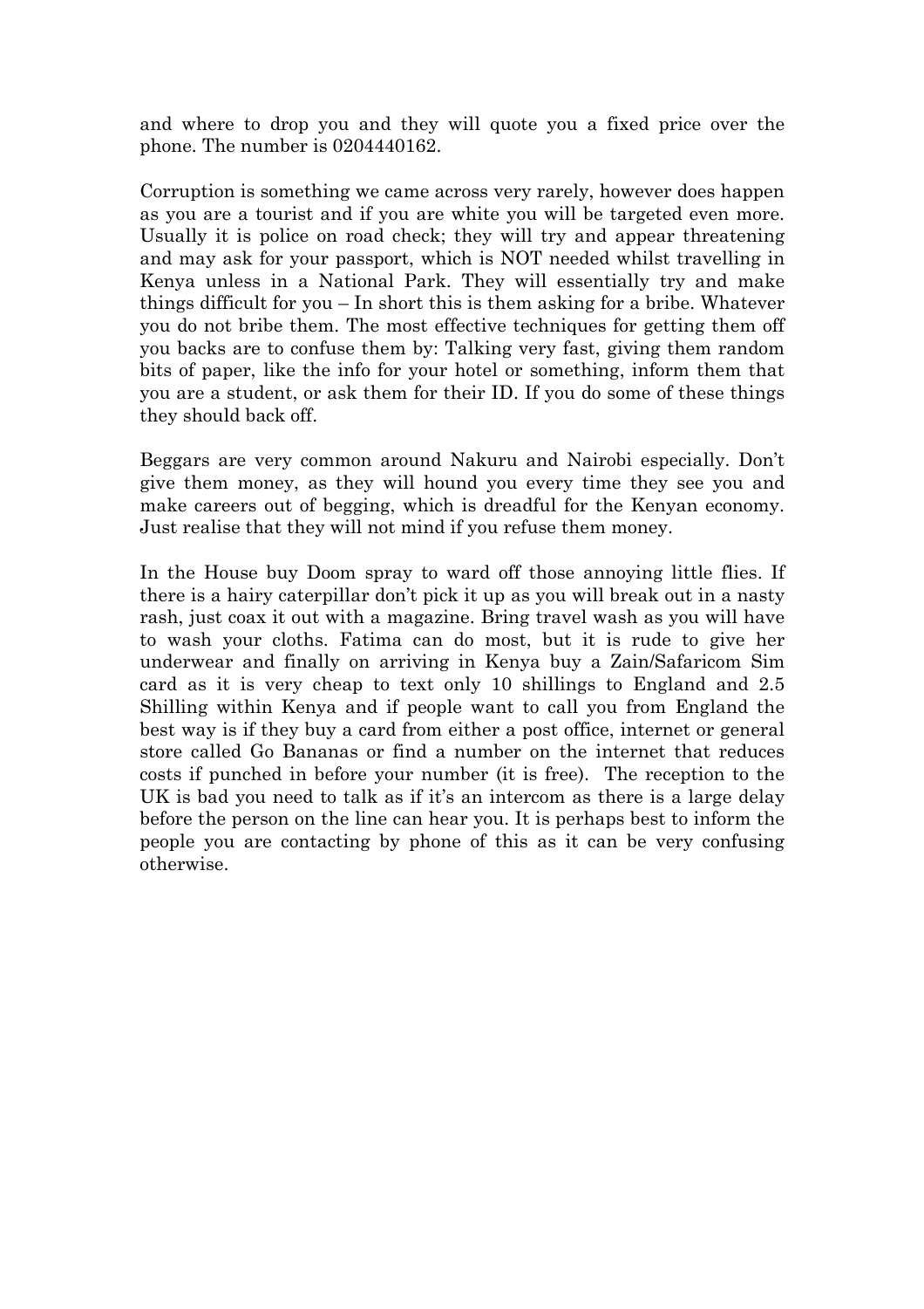and where to drop you and they will quote you a fixed price over the phone. The number is 0204440162.

Corruption is something we came across very rarely, however does happen as you are a tourist and if you are white you will be targeted even more. Usually it is police on road check; they will try and appear threatening and may ask for your passport, which is NOT needed whilst travelling in Kenya unless in a National Park. They will essentially try and make things difficult for you – In short this is them asking for a bribe. Whatever you do not bribe them. The most effective techniques for getting them off you backs are to confuse them by: Talking very fast, giving them random bits of paper, like the info for your hotel or something, inform them that you are a student, or ask them for their ID. If you do some of these things they should back off.

Beggars are very common around Nakuru and Nairobi especially. Don't give them money, as they will hound you every time they see you and make careers out of begging, which is dreadful for the Kenyan economy. Just realise that they will not mind if you refuse them money.

In the House buy Doom spray to ward off those annoying little flies. If there is a hairy caterpillar don't pick it up as you will break out in a nasty rash, just coax it out with a magazine. Bring travel wash as you will have to wash your cloths. Fatima can do most, but it is rude to give her underwear and finally on arriving in Kenya buy a Zain/Safaricom Sim card as it is very cheap to text only 10 shillings to England and 2.5 Shilling within Kenya and if people want to call you from England the best way is if they buy a card from either a post office, internet or general store called Go Bananas or find a number on the internet that reduces costs if punched in before your number (it is free). The reception to the UK is bad you need to talk as if it's an intercom as there is a large delay before the person on the line can hear you. It is perhaps best to inform the people you are contacting by phone of this as it can be very confusing otherwise.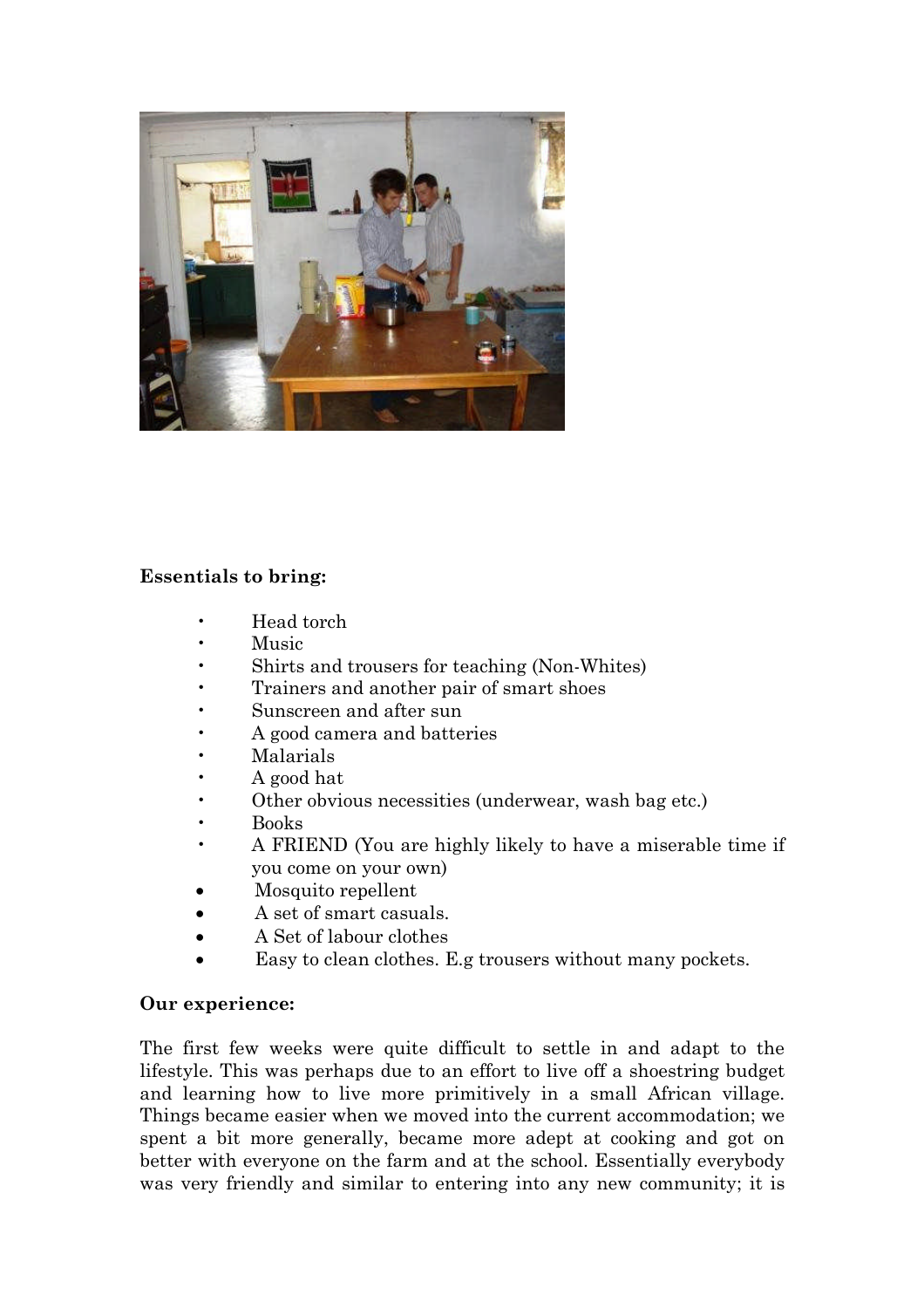**Essentials to bring:**

- Head torch
- Music
- Shirts and trousers for teaching (Non-Whites)
- Trainers and another pair of smart shoes
- Sunscreen and after sun
- A good camera and batteries
- Malarials
- A good hat
- Other obvious necessities (underwear, wash bag etc.)
- Books
- A FRIEND (You are highly likely to have a miserable time if you come on your own)
- Mosquito repellent
- A set of smart casuals.
- A Set of labour clothes
- Easy to clean clothes. E.g trousers without many pockets.

**Our experience:**

The first few weeks were quite difficult to settle in and adapt to the lifestyle. This was perhaps due to an effort to live off a shoestring budget and learning how to live more primitively in a small African village. Things became easier when we moved into the current accommodation; we spent a bit more generally, became more adept at cooking and got on better with everyone on the farm and at the school. Essentially everybody was very friendly and similar to entering into any new community; it is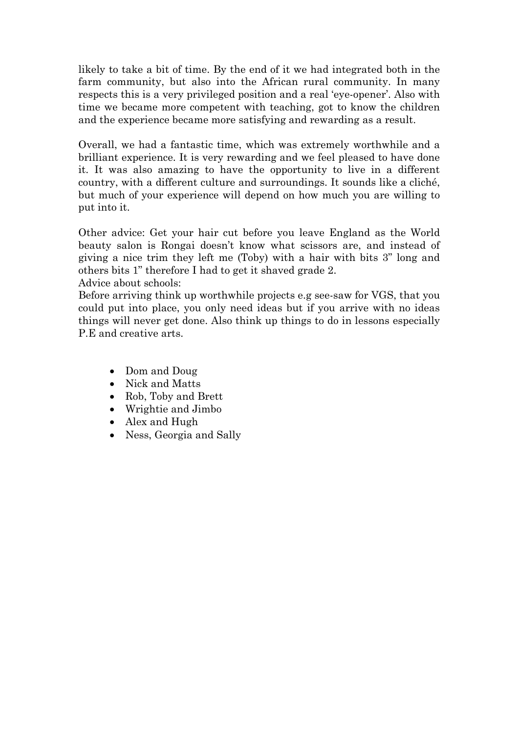likely to take a bit of time. By the end of it we had integrated both in the farm community, but also into the African rural community. In many respects this is a very privileged position and a real 'eye-opener'. Also with time we became more competent with teaching, got to know the children and the experience became more satisfying and rewarding as a result.

Overall, we had a fantastic time, which was extremely worthwhile and a brilliant experience. It is very rewarding and we feel pleased to have done it. It was also amazing to have the opportunity to live in a different country, with a different culture and surroundings. It sounds like a cliché, but much of your experience will depend on how much you are willing to put into it.

Other advice: Get your hair cut before you leave England as the World beauty salon is Rongai doesn't know what scissors are, and instead of giving a nice trim they left me (Toby) with a hair with bits 3" long and others bits 1" therefore I had to get it shaved grade 2.
Advice about schools:
Before arriving think up worthwhile projects e.g see-saw for VGS, that you could put into place, you only need ideas but if you arrive with no ideas things will never get done. Also think up things to do in lessons especially P.E and creative arts.

- Dom and Doug
- Nick and Matts
- Rob, Toby and Brett
- Wrightie and Jimbo
- Alex and Hugh
- Ness, Georgia and Sally